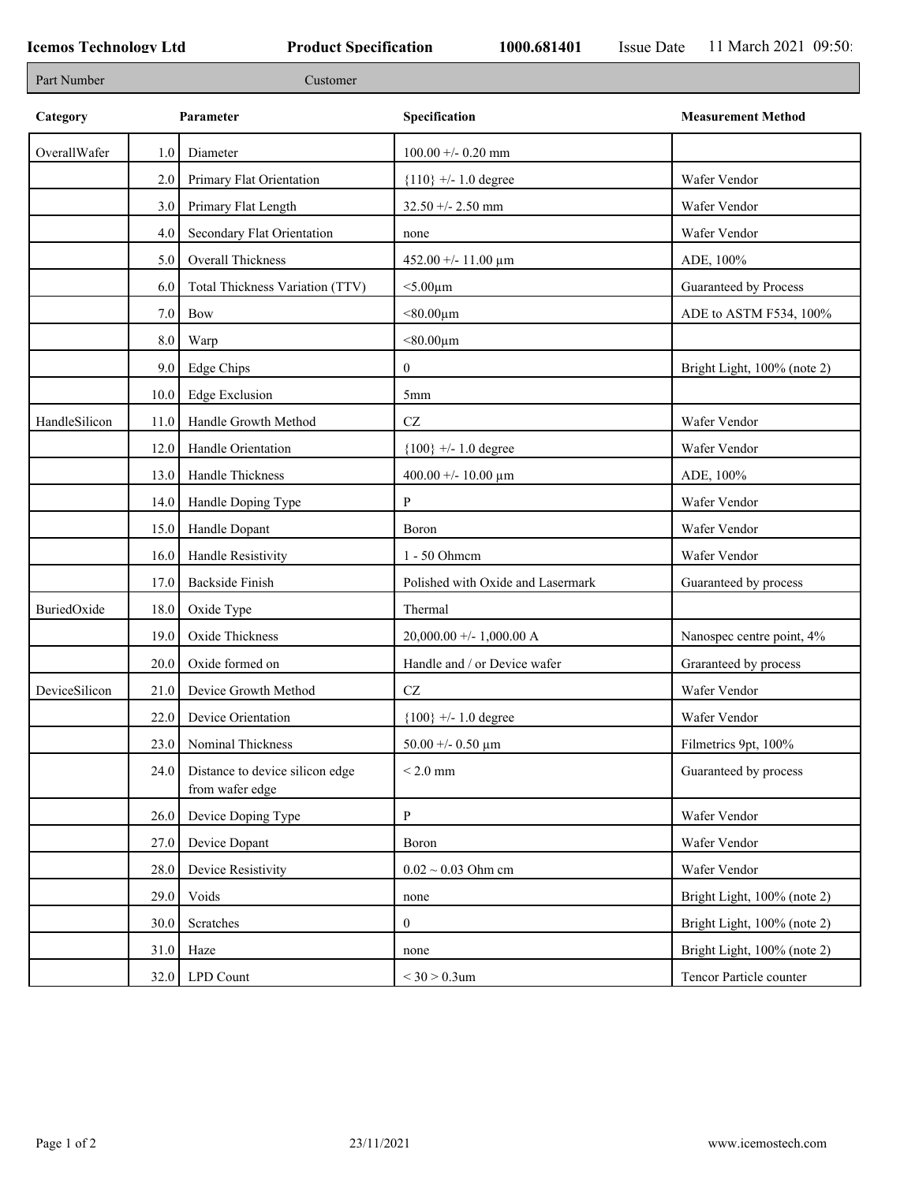**Icemos Technology Ltd** **Product Specification** **1000.681401** Issue Date 11 March 2021 09:50:

| Part Number | Customer |
|---|---|

| Category | | Parameter | Specification | Measurement Method |
|---|---|---|---|---|
| OverallWafer | 1.0 | Diameter | 100.00 +/- 0.20 mm | |
| | 2.0 | Primary Flat Orientation | {110} +/- 1.0 degree | Wafer Vendor |
| | 3.0 | Primary Flat Length | 32.50 +/- 2.50 mm | Wafer Vendor |
| | 4.0 | Secondary Flat Orientation | none | Wafer Vendor |
| | 5.0 | Overall Thickness | 452.00 +/- 11.00 µm | ADE, 100% |
| | 6.0 | Total Thickness Variation (TTV) | <5.00µm | Guaranteed by Process |
| | 7.0 | Bow | <80.00µm | ADE to ASTM F534, 100% |
| | 8.0 | Warp | <80.00µm | |
| | 9.0 | Edge Chips | 0 | Bright Light, 100% (note 2) |
| | 10.0 | Edge Exclusion | 5mm | |
| HandleSilicon | 11.0 | Handle Growth Method | CZ | Wafer Vendor |
| | 12.0 | Handle Orientation | {100} +/- 1.0 degree | Wafer Vendor |
| | 13.0 | Handle Thickness | 400.00 +/- 10.00 µm | ADE, 100% |
| | 14.0 | Handle Doping Type | P | Wafer Vendor |
| | 15.0 | Handle Dopant | Boron | Wafer Vendor |
| | 16.0 | Handle Resistivity | 1 - 50 Ohmcm | Wafer Vendor |
| | 17.0 | Backside Finish | Polished with Oxide and Lasermark | Guaranteed by process |
| BuriedOxide | 18.0 | Oxide Type | Thermal | |
| | 19.0 | Oxide Thickness | 20,000.00 +/- 1,000.00 A | Nanospec centre point, 4% |
| | 20.0 | Oxide formed on | Handle and / or Device wafer | Graranteed by process |
| DeviceSilicon | 21.0 | Device Growth Method | CZ | Wafer Vendor |
| | 22.0 | Device Orientation | {100} +/- 1.0 degree | Wafer Vendor |
| | 23.0 | Nominal Thickness | 50.00 +/- 0.50 µm | Filmetrics 9pt, 100% |
| | 24.0 | Distance to device silicon edge from wafer edge | < 2.0 mm | Guaranteed by process |
| | 26.0 | Device Doping Type | P | Wafer Vendor |
| | 27.0 | Device Dopant | Boron | Wafer Vendor |
| | 28.0 | Device Resistivity | 0.02 ~ 0.03 Ohm cm | Wafer Vendor |
| | 29.0 | Voids | none | Bright Light, 100% (note 2) |
| | 30.0 | Scratches | 0 | Bright Light, 100% (note 2) |
| | 31.0 | Haze | none | Bright Light, 100% (note 2) |
| | 32.0 | LPD Count | < 30 > 0.3um | Tencor Particle counter |

23/11/2021 www.icemostech.com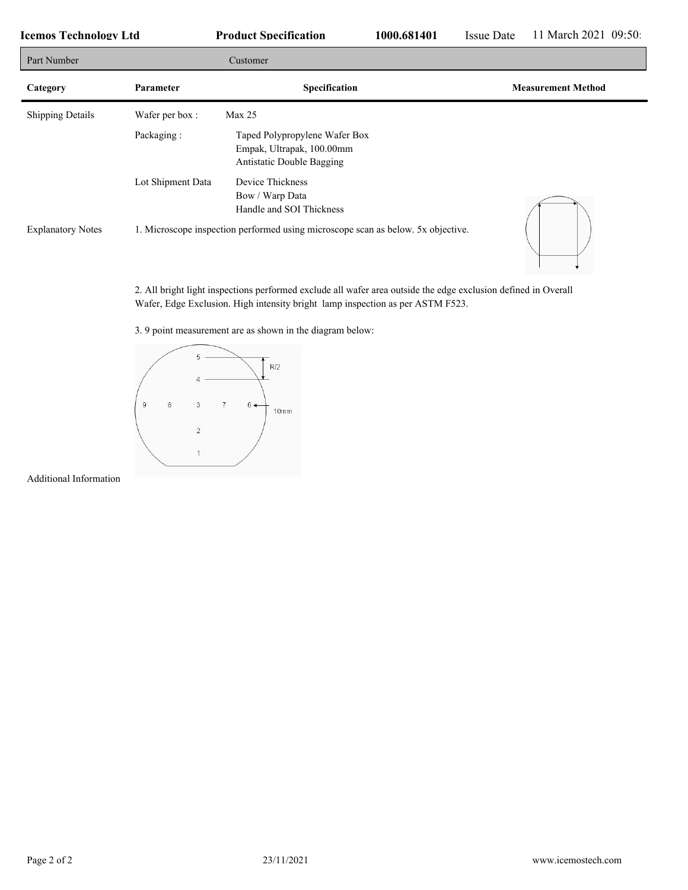| Part Number | | Customer | |
|---|---|---|---|
| **Category** | **Parameter** | **Specification** | **Measurement Method** |
| Shipping Details | Wafer per box : | Max 25 | |
| | Packaging : | Taped Polypropylene Wafer Box<br>Empak, Ultrapak, 100.00mm<br>Antistatic Double Bagging | |
| | Lot Shipment Data | Device Thickness<br>Bow / Warp Data<br>Handle and SOI Thickness | |
| Explanatory Notes | 1. Microscope inspection performed using microscope scan as below. 5x objective. | | |

2. All bright light inspections performed exclude all wafer area outside the edge exclusion defined in Overall Wafer, Edge Exclusion. High intensity bright lamp inspection as per ASTM F523.

3. 9 point measurement are as shown in the diagram below:

5
4
R/2
9 8 3 7 6
10mm
2
1

Additional Information